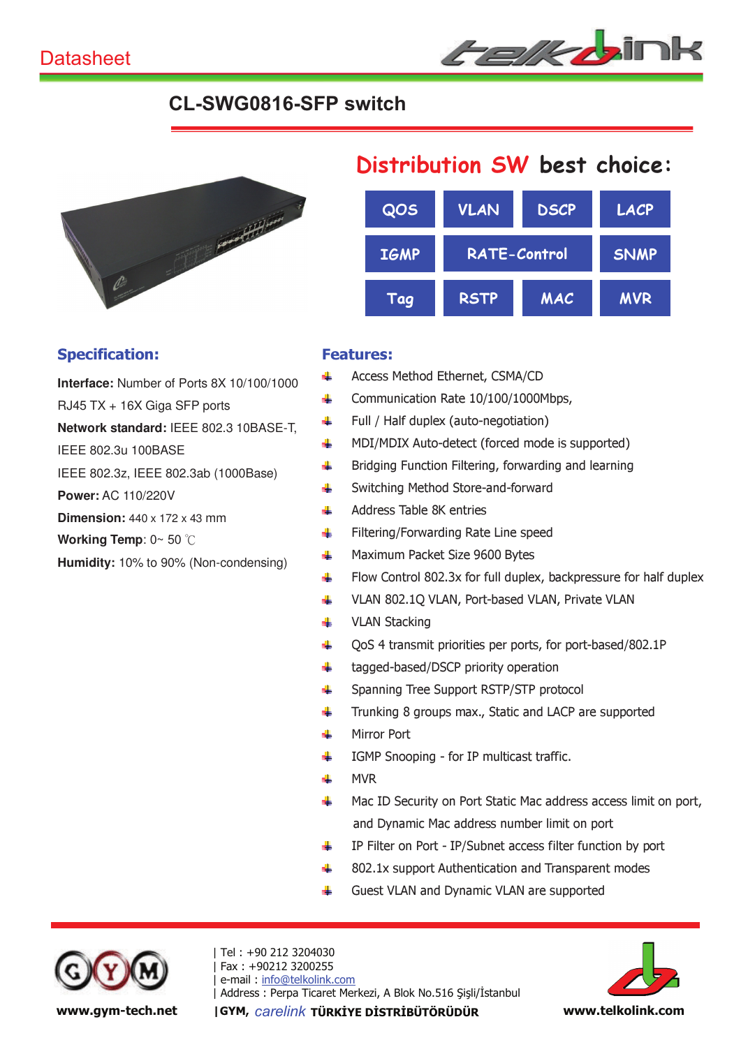Datasheet

# CL-SWG0816-SFP switch

## Distribution SW best choice:

| QOS | VLAN | DSCP | LACP |
|---|---|---|---|
| IGMP | RATE-Control | | SNMP |
| Tag | RSTP | MAC | MVR |

## Specification:

**Interface:** Number of Ports 8X 10/100/1000 RJ45 TX + 16X Giga SFP ports

**Network standard:** IEEE 802.3 10BASE-T, IEEE 802.3u 100BASE

IEEE 802.3z, IEEE 802.3ab (1000Base)

**Power:** AC 110/220V

**Dimension:** 440 x 172 x 43 mm

**Working Temp**: 0~ 50 ℃

**Humidity:** 10% to 90% (Non-condensing)

## Features:

- Access Method Ethernet, CSMA/CD
- Communication Rate 10/100/1000Mbps,
- Full / Half duplex (auto-negotiation)
- MDI/MDIX Auto-detect (forced mode is supported)
- Bridging Function Filtering, forwarding and learning
- Switching Method Store-and-forward
- Address Table 8K entries
- Filtering/Forwarding Rate Line speed
- Maximum Packet Size 9600 Bytes
- Flow Control 802.3x for full duplex, backpressure for half duplex
- VLAN 802.1Q VLAN, Port-based VLAN, Private VLAN
- VLAN Stacking
- QoS 4 transmit priorities per ports, for port-based/802.1P
- tagged-based/DSCP priority operation
- Spanning Tree Support RSTP/STP protocol
- Trunking 8 groups max., Static and LACP are supported
- Mirror Port
- IGMP Snooping - for IP multicast traffic.
- MVR
- Mac ID Security on Port Static Mac address access limit on port, and Dynamic Mac address number limit on port
- IP Filter on Port - IP/Subnet access filter function by port
- 802.1x support Authentication and Transparent modes
- Guest VLAN and Dynamic VLAN are supported

www.gym-tech.net

| Tel : +90 212 3204030
| Fax : +90212 3200255
| e-mail : info@telkolink.com
| Address : Perpa Ticaret Merkezi, A Blok No.516 Şişli/İstanbul
| GYM, carelink TÜRKİYE DİSTRİBÜTÖRÜDÜR

www.telkolink.com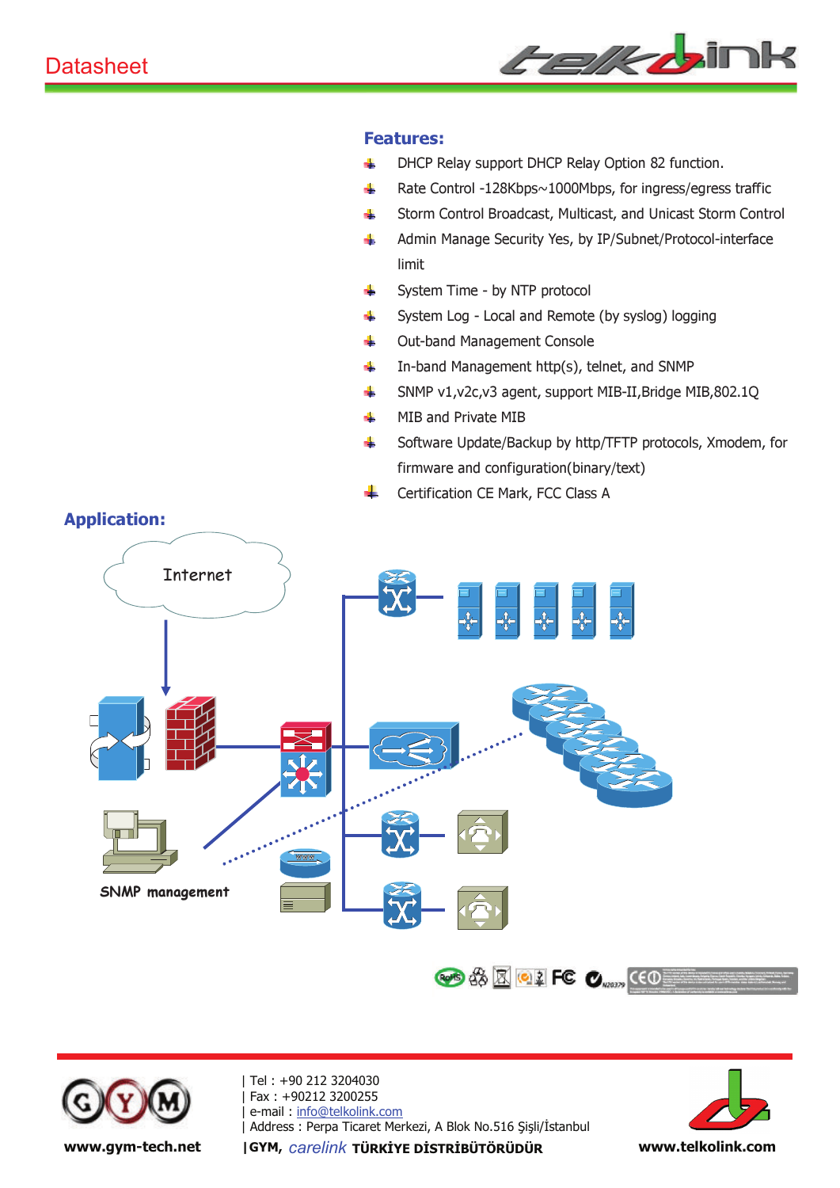## Features:

- DHCP Relay support DHCP Relay Option 82 function.
- Rate Control -128Kbps~1000Mbps, for ingress/egress traffic
- Storm Control Broadcast, Multicast, and Unicast Storm Control
- Admin Manage Security Yes, by IP/Subnet/Protocol-interface limit
- System Time - by NTP protocol
- System Log - Local and Remote (by syslog) logging
- Out-band Management Console
- In-band Management http(s), telnet, and SNMP
- SNMP v1,v2c,v3 agent, support MIB-II,Bridge MIB,802.1Q
- MIB and Private MIB
- Software Update/Backup by http/TFTP protocols, Xmodem, for firmware and configuration(binary/text)
- Certification CE Mark, FCC Class A

## Application:

Internet

SNMP management

| Tel : +90 212 3204030
| Fax : +90212 3200255
| e-mail : info@telkolink.com
| Address : Perpa Ticaret Merkezi, A Blok No.516 Şişli/İstanbul
| GYM, carelink TÜRKİYE DİSTRİBÜTÖRÜDÜR

www.gym-tech.net

www.telkolink.com